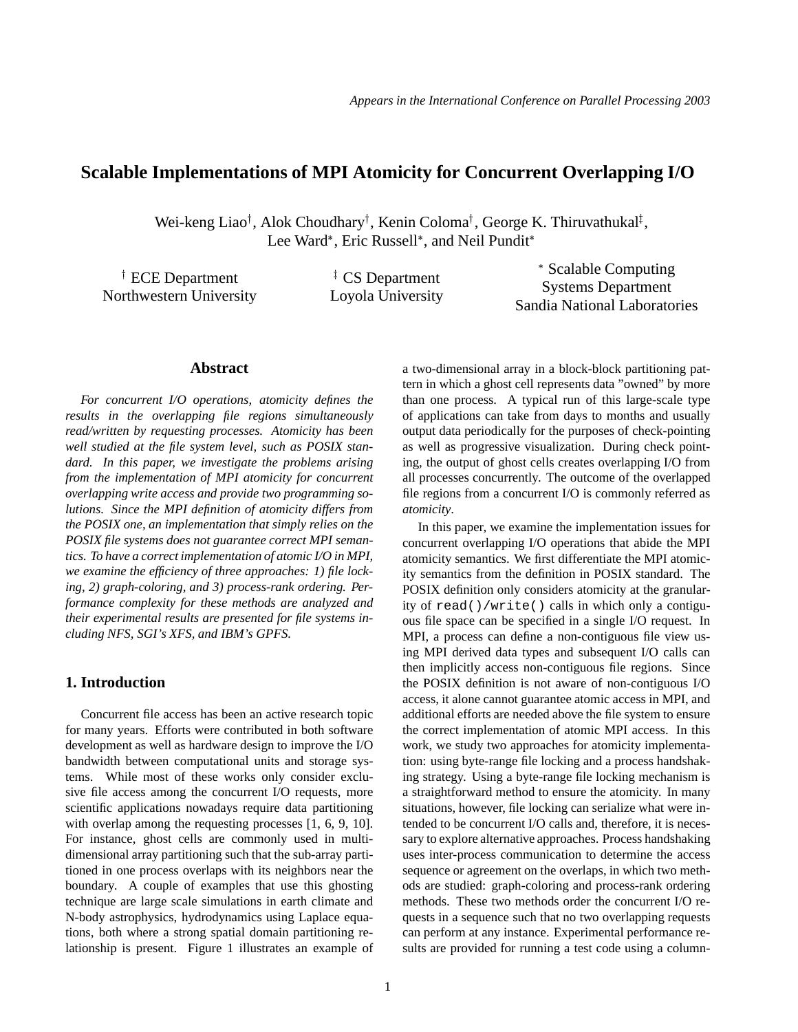*Appears in the International Conference on Parallel Processing 2003*

# Scalable Implementations of MPI Atomicity for Concurrent Overlapping I/O

Wei-keng Liao[†], Alok Choudhary[†], Kenin Coloma[†], George K. Thiruvathukal[‡], Lee Ward[*], Eric Russell[*], and Neil Pundit[*]

[†] ECE Department, Northwestern University

[‡] CS Department, Loyola University

[*] Scalable Computing Systems Department, Sandia National Laboratories

## Abstract

*For concurrent I/O operations, atomicity defines the results in the overlapping file regions simultaneously read/written by requesting processes. Atomicity has been well studied at the file system level, such as POSIX standard. In this paper, we investigate the problems arising from the implementation of MPI atomicity for concurrent overlapping write access and provide two programming solutions. Since the MPI definition of atomicity differs from the POSIX one, an implementation that simply relies on the POSIX file systems does not guarantee correct MPI semantics. To have a correct implementation of atomic I/O in MPI, we examine the efficiency of three approaches: 1) file locking, 2) graph-coloring, and 3) process-rank ordering. Performance complexity for these methods are analyzed and their experimental results are presented for file systems including NFS, SGI's XFS, and IBM's GPFS.*

## 1. Introduction

Concurrent file access has been an active research topic for many years. Efforts were contributed in both software development as well as hardware design to improve the I/O bandwidth between computational units and storage systems. While most of these works only consider exclusive file access among the concurrent I/O requests, more scientific applications nowadays require data partitioning with overlap among the requesting processes [1, 6, 9, 10]. For instance, ghost cells are commonly used in multidimensional array partitioning such that the sub-array partitioned in one process overlaps with its neighbors near the boundary. A couple of examples that use this ghosting technique are large scale simulations in earth climate and N-body astrophysics, hydrodynamics using Laplace equations, both where a strong spatial domain partitioning relationship is present. Figure 1 illustrates an example of a two-dimensional array in a block-block partitioning pattern in which a ghost cell represents data "owned" by more than one process. A typical run of this large-scale type of applications can take from days to months and usually output data periodically for the purposes of check-pointing as well as progressive visualization. During check pointing, the output of ghost cells creates overlapping I/O from all processes concurrently. The outcome of the overlapped file regions from a concurrent I/O is commonly referred as *atomicity*.

In this paper, we examine the implementation issues for concurrent overlapping I/O operations that abide the MPI atomicity semantics. We first differentiate the MPI atomicity semantics from the definition in POSIX standard. The POSIX definition only considers atomicity at the granularity of `read()/write()` calls in which only a contiguous file space can be specified in a single I/O request. In MPI, a process can define a non-contiguous file view using MPI derived data types and subsequent I/O calls can then implicitly access non-contiguous file regions. Since the POSIX definition is not aware of non-contiguous I/O access, it alone cannot guarantee atomic access in MPI, and additional efforts are needed above the file system to ensure the correct implementation of atomic MPI access. In this work, we study two approaches for atomicity implementation: using byte-range file locking and a process handshaking strategy. Using a byte-range file locking mechanism is a straightforward method to ensure the atomicity. In many situations, however, file locking can serialize what were intended to be concurrent I/O calls and, therefore, it is necessary to explore alternative approaches. Process handshaking uses inter-process communication to determine the access sequence or agreement on the overlaps, in which two methods are studied: graph-coloring and process-rank ordering methods. These two methods order the concurrent I/O requests in a sequence such that no two overlapping requests can perform at any instance. Experimental performance results are provided for running a test code using a column-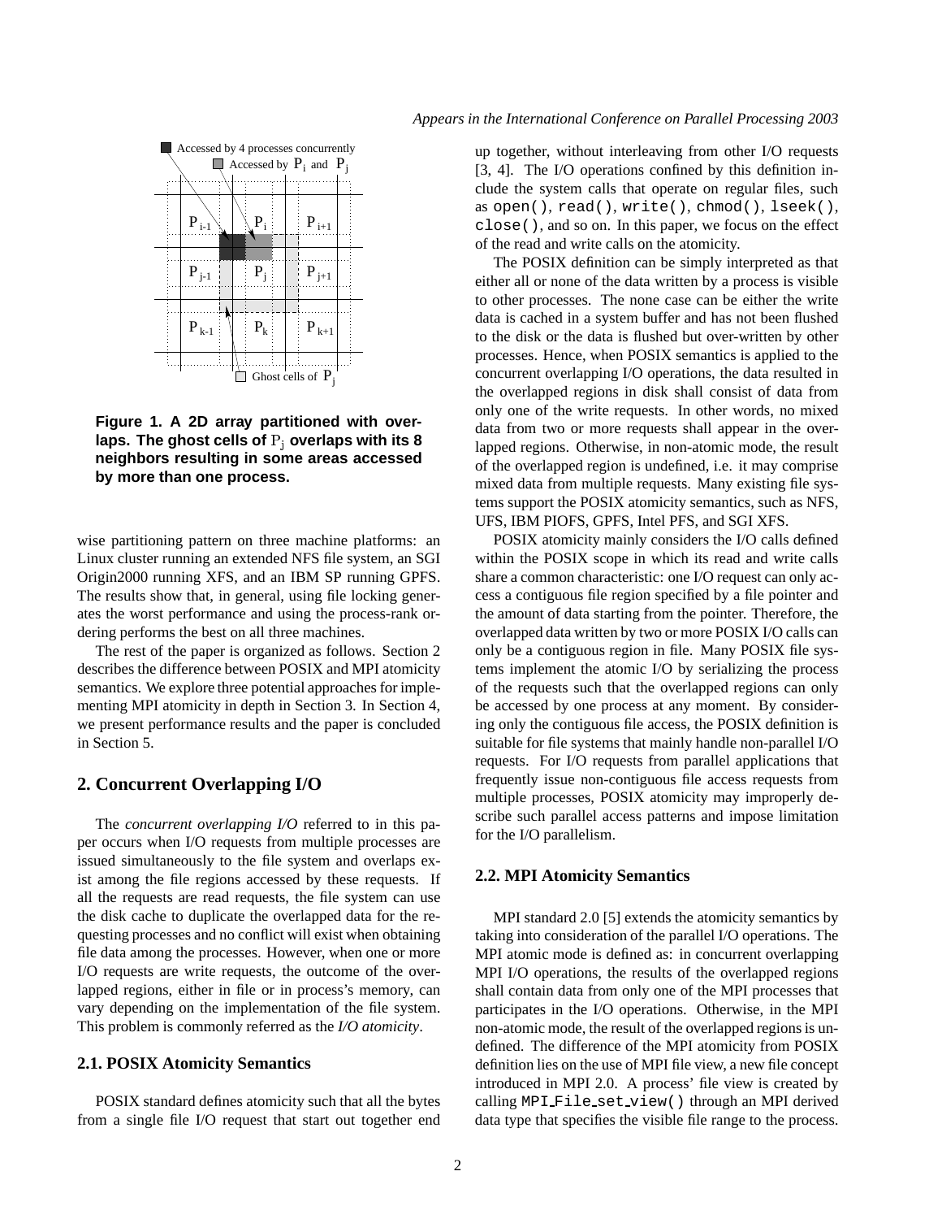Accessed by 4 processes concurrently

Accessed by $P_i$ and $P_j$

$P_{i-1}$ $P_i$ $P_{i+1}$

$P_{j-1}$ $P_j$ $P_{j+1}$

$P_{k-1}$ $P_k$ $P_{k+1}$

Ghost cells of $P_j$

**Figure 1. A 2D array partitioned with overlaps. The ghost cells of $P_j$ overlaps with its 8 neighbors resulting in some areas accessed by more than one process.**

wise partitioning pattern on three machine platforms: an Linux cluster running an extended NFS file system, an SGI Origin2000 running XFS, and an IBM SP running GPFS. The results show that, in general, using file locking generates the worst performance and using the process-rank ordering performs the best on all three machines.

The rest of the paper is organized as follows. Section 2 describes the difference between POSIX and MPI atomicity semantics. We explore three potential approaches for implementing MPI atomicity in depth in Section 3. In Section 4, we present performance results and the paper is concluded in Section 5.

## 2. Concurrent Overlapping I/O

The *concurrent overlapping I/O* referred to in this paper occurs when I/O requests from multiple processes are issued simultaneously to the file system and overlaps exist among the file regions accessed by these requests. If all the requests are read requests, the file system can use the disk cache to duplicate the overlapped data for the requesting processes and no conflict will exist when obtaining file data among the processes. However, when one or more I/O requests are write requests, the outcome of the overlapped regions, either in file or in process's memory, can vary depending on the implementation of the file system. This problem is commonly referred as the *I/O atomicity*.

### 2.1. POSIX Atomicity Semantics

POSIX standard defines atomicity such that all the bytes from a single file I/O request that start out together end up together, without interleaving from other I/O requests [3, 4]. The I/O operations confined by this definition include the system calls that operate on regular files, such as `open()`, `read()`, `write()`, `chmod()`, `lseek()`, `close()`, and so on. In this paper, we focus on the effect of the read and write calls on the atomicity.

The POSIX definition can be simply interpreted as that either all or none of the data written by a process is visible to other processes. The none case can be either the write data is cached in a system buffer and has not been flushed to the disk or the data is flushed but over-written by other processes. Hence, when POSIX semantics is applied to the concurrent overlapping I/O operations, the data resulted in the overlapped regions in disk shall consist of data from only one of the write requests. In other words, no mixed data from two or more requests shall appear in the overlapped regions. Otherwise, in non-atomic mode, the result of the overlapped region is undefined, i.e. it may comprise mixed data from multiple requests. Many existing file systems support the POSIX atomicity semantics, such as NFS, UFS, IBM PIOFS, GPFS, Intel PFS, and SGI XFS.

POSIX atomicity mainly considers the I/O calls defined within the POSIX scope in which its read and write calls share a common characteristic: one I/O request can only access a contiguous file region specified by a file pointer and the amount of data starting from the pointer. Therefore, the overlapped data written by two or more POSIX I/O calls can only be a contiguous region in file. Many POSIX file systems implement the atomic I/O by serializing the process of the requests such that the overlapped regions can only be accessed by one process at any moment. By considering only the contiguous file access, the POSIX definition is suitable for file systems that mainly handle non-parallel I/O requests. For I/O requests from parallel applications that frequently issue non-contiguous file access requests from multiple processes, POSIX atomicity may improperly describe such parallel access patterns and impose limitation for the I/O parallelism.

### 2.2. MPI Atomicity Semantics

MPI standard 2.0 [5] extends the atomicity semantics by taking into consideration of the parallel I/O operations. The MPI atomic mode is defined as: in concurrent overlapping MPI I/O operations, the results of the overlapped regions shall contain data from only one of the MPI processes that participates in the I/O operations. Otherwise, in the MPI non-atomic mode, the result of the overlapped regions is undefined. The difference of the MPI atomicity from POSIX definition lies on the use of MPI file view, a new file concept introduced in MPI 2.0. A process' file view is created by calling `MPI_File_set_view()` through an MPI derived data type that specifies the visible file range to the process.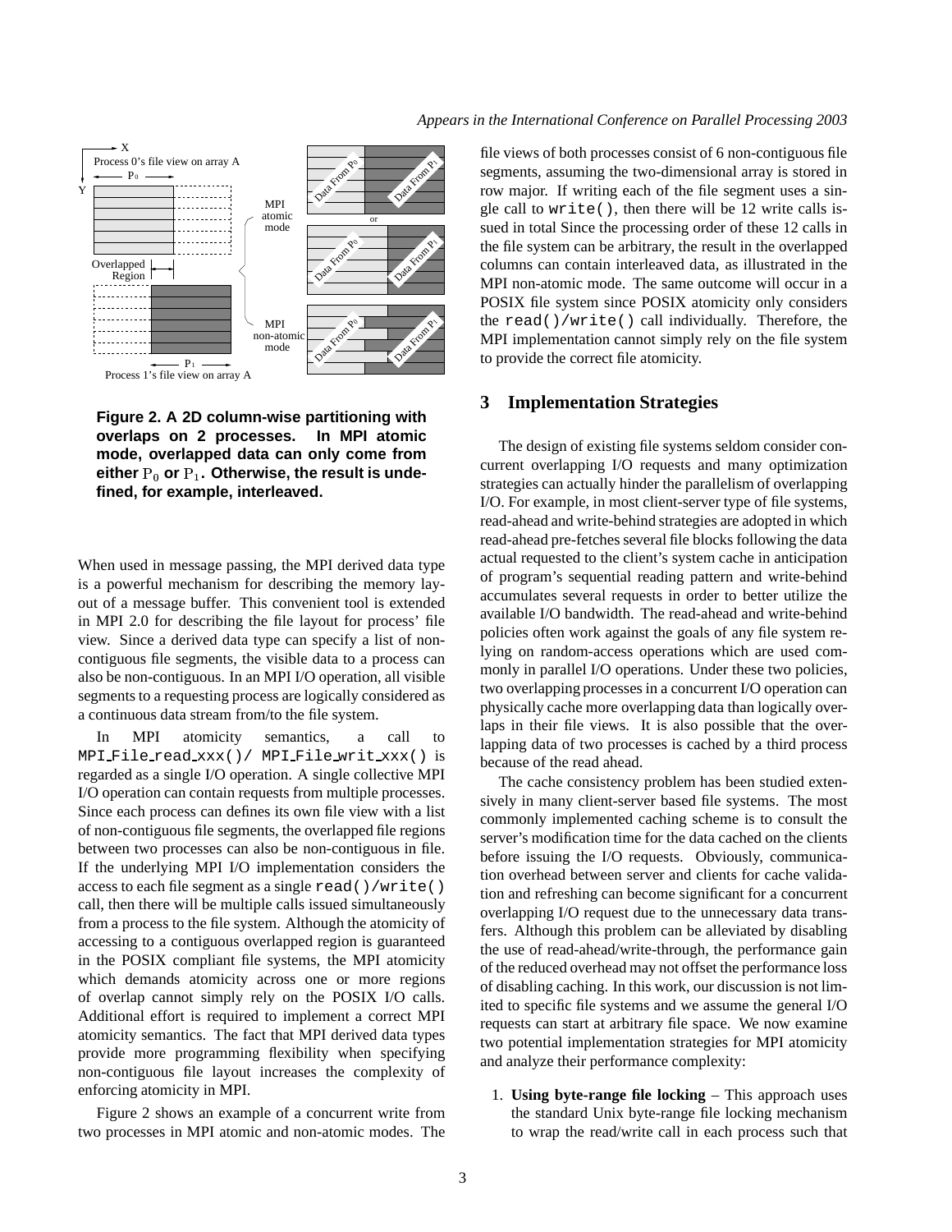X

Process 0's file view on array A

$P_0$

Y

Overlapped Region

$P_1$

Process 1's file view on array A

MPI atomic mode

MPI non-atomic mode

Data From $P_0$

Data From $P_1$

or

**Figure 2. A 2D column-wise partitioning with overlaps on 2 processes. In MPI atomic mode, overlapped data can only come from either $P_0$ or $P_1$. Otherwise, the result is undefined, for example, interleaved.**

When used in message passing, the MPI derived data type is a powerful mechanism for describing the memory layout of a message buffer. This convenient tool is extended in MPI 2.0 for describing the file layout for process' file view. Since a derived data type can specify a list of non-contiguous file segments, the visible data to a process can also be non-contiguous. In an MPI I/O operation, all visible segments to a requesting process are logically considered as a continuous data stream from/to the file system.

In MPI atomicity semantics, a call to `MPI_File_read_xxx()/ MPI_File_writ_xxx()` is regarded as a single I/O operation. A single collective MPI I/O operation can contain requests from multiple processes. Since each process can defines its own file view with a list of non-contiguous file segments, the overlapped file regions between two processes can also be non-contiguous in file. If the underlying MPI I/O implementation considers the access to each file segment as a single `read()/write()` call, then there will be multiple calls issued simultaneously from a process to the file system. Although the atomicity of accessing to a contiguous overlapped region is guaranteed in the POSIX compliant file systems, the MPI atomicity which demands atomicity across one or more regions of overlap cannot simply rely on the POSIX I/O calls. Additional effort is required to implement a correct MPI atomicity semantics. The fact that MPI derived data types provide more programming flexibility when specifying non-contiguous file layout increases the complexity of enforcing atomicity in MPI.

Figure 2 shows an example of a concurrent write from two processes in MPI atomic and non-atomic modes. The file views of both processes consist of 6 non-contiguous file segments, assuming the two-dimensional array is stored in row major. If writing each of the file segment uses a single call to `write()`, then there will be 12 write calls issued in total Since the processing order of these 12 calls in the file system can be arbitrary, the result in the overlapped columns can contain interleaved data, as illustrated in the MPI non-atomic mode. The same outcome will occur in a POSIX file system since POSIX atomicity only considers the `read()/write()` call individually. Therefore, the MPI implementation cannot simply rely on the file system to provide the correct file atomicity.

## 3 Implementation Strategies

The design of existing file systems seldom consider concurrent overlapping I/O requests and many optimization strategies can actually hinder the parallelism of overlapping I/O. For example, in most client-server type of file systems, read-ahead and write-behind strategies are adopted in which read-ahead pre-fetches several file blocks following the data actual requested to the client's system cache in anticipation of program's sequential reading pattern and write-behind accumulates several requests in order to better utilize the available I/O bandwidth. The read-ahead and write-behind policies often work against the goals of any file system relying on random-access operations which are used commonly in parallel I/O operations. Under these two policies, two overlapping processes in a concurrent I/O operation can physically cache more overlapping data than logically overlaps in their file views. It is also possible that the overlapping data of two processes is cached by a third process because of the read ahead.

The cache consistency problem has been studied extensively in many client-server based file systems. The most commonly implemented caching scheme is to consult the server's modification time for the data cached on the clients before issuing the I/O requests. Obviously, communication overhead between server and clients for cache validation and refreshing can become significant for a concurrent overlapping I/O request due to the unnecessary data transfers. Although this problem can be alleviated by disabling the use of read-ahead/write-through, the performance gain of the reduced overhead may not offset the performance loss of disabling caching. In this work, our discussion is not limited to specific file systems and we assume the general I/O requests can start at arbitrary file space. We now examine two potential implementation strategies for MPI atomicity and analyze their performance complexity:

1. **Using byte-range file locking** – This approach uses the standard Unix byte-range file locking mechanism to wrap the read/write call in each process such that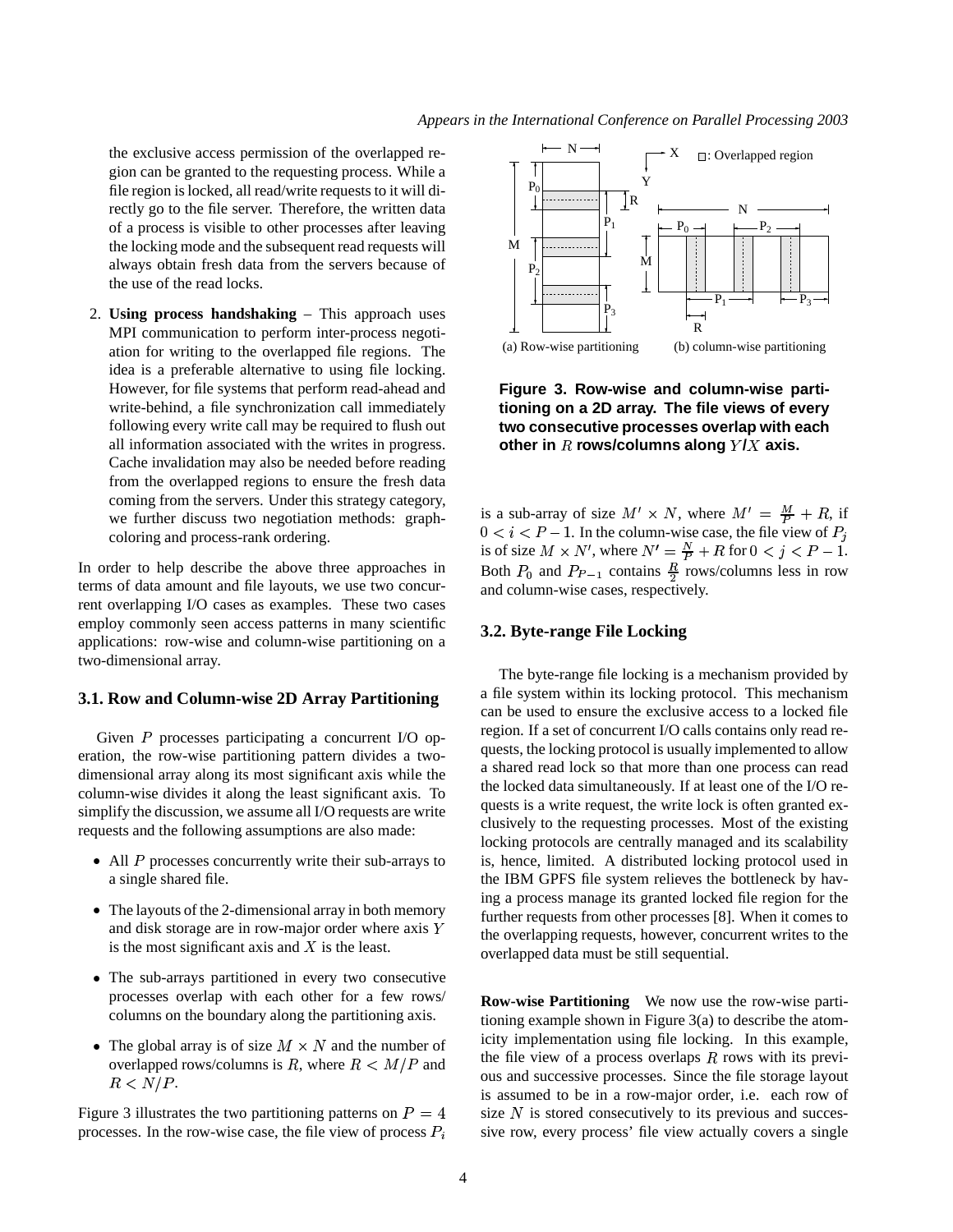the exclusive access permission of the overlapped region can be granted to the requesting process. While a file region is locked, all read/write requests to it will directly go to the file server. Therefore, the written data of a process is visible to other processes after leaving the locking mode and the subsequent read requests will always obtain fresh data from the servers because of the use of the read locks.

2. **Using process handshaking** – This approach uses MPI communication to perform inter-process negotiation for writing to the overlapped file regions. The idea is a preferable alternative to using file locking. However, for file systems that perform read-ahead and write-behind, a file synchronization call immediately following every write call may be required to flush out all information associated with the writes in progress. Cache invalidation may also be needed before reading from the overlapped regions to ensure the fresh data coming from the servers. Under this strategy category, we further discuss two negotiation methods: graph-coloring and process-rank ordering.

In order to help describe the above three approaches in terms of data amount and file layouts, we use two concurrent overlapping I/O cases as examples. These two cases employ commonly seen access patterns in many scientific applications: row-wise and column-wise partitioning on a two-dimensional array.

### 3.1. Row and Column-wise 2D Array Partitioning

Given $P$ processes participating a concurrent I/O operation, the row-wise partitioning pattern divides a two-dimensional array along its most significant axis while the column-wise divides it along the least significant axis. To simplify the discussion, we assume all I/O requests are write requests and the following assumptions are also made:

- All $P$ processes concurrently write their sub-arrays to a single shared file.
- The layouts of the 2-dimensional array in both memory and disk storage are in row-major order where axis $Y$ is the most significant axis and $X$ is the least.
- The sub-arrays partitioned in every two consecutive processes overlap with each other for a few rows/ columns on the boundary along the partitioning axis.
- The global array is of size $M \times N$ and the number of overlapped rows/columns is $R$, where $R < M/P$ and $R < N/P$.

Figure 3 illustrates the two partitioning patterns on $P = 4$ processes. In the row-wise case, the file view of process $P_i$ is a sub-array of size $M' \times N$, where $M' = \frac{M}{P} + R$, if $0 < i < P - 1$. In the column-wise case, the file view of $P_j$ is of size $M \times N'$, where $N' = \frac{N}{P} + R$ for $0 < j < P - 1$. Both $P_0$ and $P_{P-1}$ contains $\frac{R}{2}$ rows/columns less in row and column-wise cases, respectively.

(a) Row-wise partitioning (b) column-wise partitioning

**Figure 3. Row-wise and column-wise partitioning on a 2D array. The file views of every two consecutive processes overlap with each other in $R$ rows/columns along $Y$/$X$ axis.**

### 3.2. Byte-range File Locking

The byte-range file locking is a mechanism provided by a file system within its locking protocol. This mechanism can be used to ensure the exclusive access to a locked file region. If a set of concurrent I/O calls contains only read requests, the locking protocol is usually implemented to allow a shared read lock so that more than one process can read the locked data simultaneously. If at least one of the I/O requests is a write request, the write lock is often granted exclusively to the requesting processes. Most of the existing locking protocols are centrally managed and its scalability is, hence, limited. A distributed locking protocol used in the IBM GPFS file system relieves the bottleneck by having a process manage its granted locked file region for the further requests from other processes [8]. When it comes to the overlapping requests, however, concurrent writes to the overlapped data must be still sequential.

**Row-wise Partitioning** We now use the row-wise partitioning example shown in Figure 3(a) to describe the atomicity implementation using file locking. In this example, the file view of a process overlaps $R$ rows with its previous and successive processes. Since the file storage layout is assumed to be in a row-major order, i.e. each row of size $N$ is stored consecutively to its previous and successive row, every process' file view actually covers a single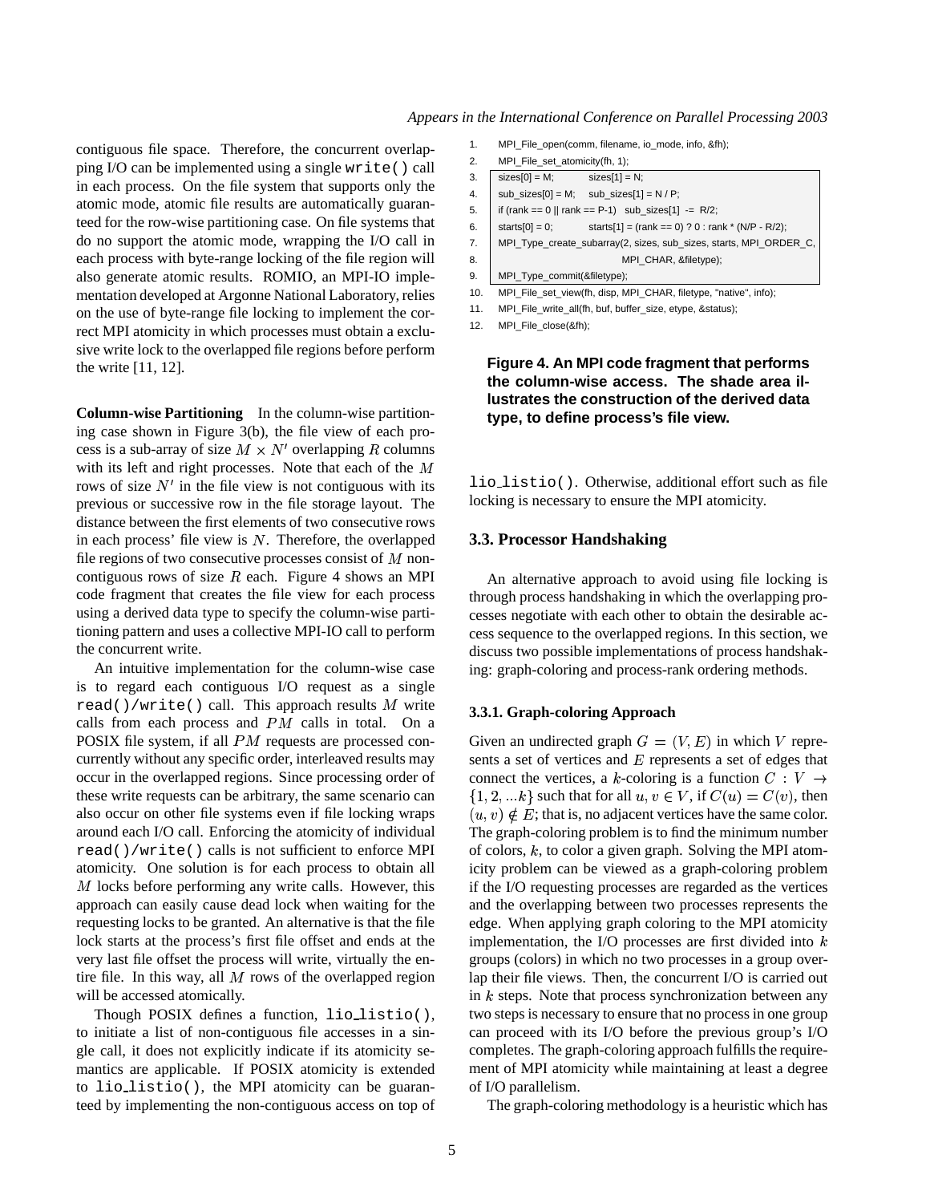contiguous file space. Therefore, the concurrent overlapping I/O can be implemented using a single `write()` call in each process. On the file system that supports only the atomic mode, atomic file results are automatically guaranteed for the row-wise partitioning case. On file systems that do no support the atomic mode, wrapping the I/O call in each process with byte-range locking of the file region will also generate atomic results. ROMIO, an MPI-IO implementation developed at Argonne National Laboratory, relies on the use of byte-range file locking to implement the correct MPI atomicity in which processes must obtain a exclusive write lock to the overlapped file regions before perform the write [11, 12].

**Column-wise Partitioning** In the column-wise partitioning case shown in Figure 3(b), the file view of each process is a sub-array of size $M \times N'$ overlapping $R$ columns with its left and right processes. Note that each of the $M$ rows of size $N'$ in the file view is not contiguous with its previous or successive row in the file storage layout. The distance between the first elements of two consecutive rows in each process' file view is $N$. Therefore, the overlapped file regions of two consecutive processes consist of $M$ non-contiguous rows of size $R$ each. Figure 4 shows an MPI code fragment that creates the file view for each process using a derived data type to specify the column-wise partitioning pattern and uses a collective MPI-IO call to perform the concurrent write.

```
1.   MPI_File_open(comm, filename, io_mode, info, &fh);
2.   MPI_File_set_atomicity(fh, 1);
3.   sizes[0] = M;          sizes[1] = N;
4.   sub_sizes[0] = M;      sub_sizes[1] = N / P;
5.   if (rank == 0 || rank == P-1)   sub_sizes[1]  -=  R/2;
6.   starts[0] = 0;         starts[1] = (rank == 0) ? 0 : rank * (N/P - R/2);
7.   MPI_Type_create_subarray(2, sizes, sub_sizes, starts, MPI_ORDER_C,
8.                            MPI_CHAR, &filetype);
9.   MPI_Type_commit(&filetype);
10.  MPI_File_set_view(fh, disp, MPI_CHAR, filetype, "native", info);
11.  MPI_File_write_all(fh, buf, buffer_size, etype, &status);
12.  MPI_File_close(&fh);
```

**Figure 4. An MPI code fragment that performs the column-wise access. The shade area illustrates the construction of the derived data type, to define process's file view.**

An intuitive implementation for the column-wise case is to regard each contiguous I/O request as a single `read()/write()` call. This approach results $M$ write calls from each process and $PM$ calls in total. On a POSIX file system, if all $PM$ requests are processed concurrently without any specific order, interleaved results may occur in the overlapped regions. Since processing order of these write requests can be arbitrary, the same scenario can also occur on other file systems even if file locking wraps around each I/O call. Enforcing the atomicity of individual `read()/write()` calls is not sufficient to enforce MPI atomicity. One solution is for each process to obtain all $M$ locks before performing any write calls. However, this approach can easily cause dead lock when waiting for the requesting locks to be granted. An alternative is that the file lock starts at the process's first file offset and ends at the very last file offset the process will write, virtually the entire file. In this way, all $M$ rows of the overlapped region will be accessed atomically.

Though POSIX defines a function, `lio_listio()`, to initiate a list of non-contiguous file accesses in a single call, it does not explicitly indicate if its atomicity semantics are applicable. If POSIX atomicity is extended to `lio_listio()`, the MPI atomicity can be guaranteed by implementing the non-contiguous access on top of `lio_listio()`. Otherwise, additional effort such as file locking is necessary to ensure the MPI atomicity.

## 3.3. Processor Handshaking

An alternative approach to avoid using file locking is through process handshaking in which the overlapping processes negotiate with each other to obtain the desirable access sequence to the overlapped regions. In this section, we discuss two possible implementations of process handshaking: graph-coloring and process-rank ordering methods.

### 3.3.1. Graph-coloring Approach

Given an undirected graph $G = (V, E)$ in which $V$ represents a set of vertices and $E$ represents a set of edges that connect the vertices, a $k$-coloring is a function $C : V \rightarrow \{1, 2, ...k\}$ such that for all $u, v \in V$, if $C(u) = C(v)$, then $(u, v) \notin E$; that is, no adjacent vertices have the same color. The graph-coloring problem is to find the minimum number of colors, $k$, to color a given graph. Solving the MPI atomicity problem can be viewed as a graph-coloring problem if the I/O requesting processes are regarded as the vertices and the overlapping between two processes represents the edge. When applying graph coloring to the MPI atomicity implementation, the I/O processes are first divided into $k$ groups (colors) in which no two processes in a group overlap their file views. Then, the concurrent I/O is carried out in $k$ steps. Note that process synchronization between any two steps is necessary to ensure that no process in one group can proceed with its I/O before the previous group's I/O completes. The graph-coloring approach fulfills the requirement of MPI atomicity while maintaining at least a degree of I/O parallelism.

The graph-coloring methodology is a heuristic which has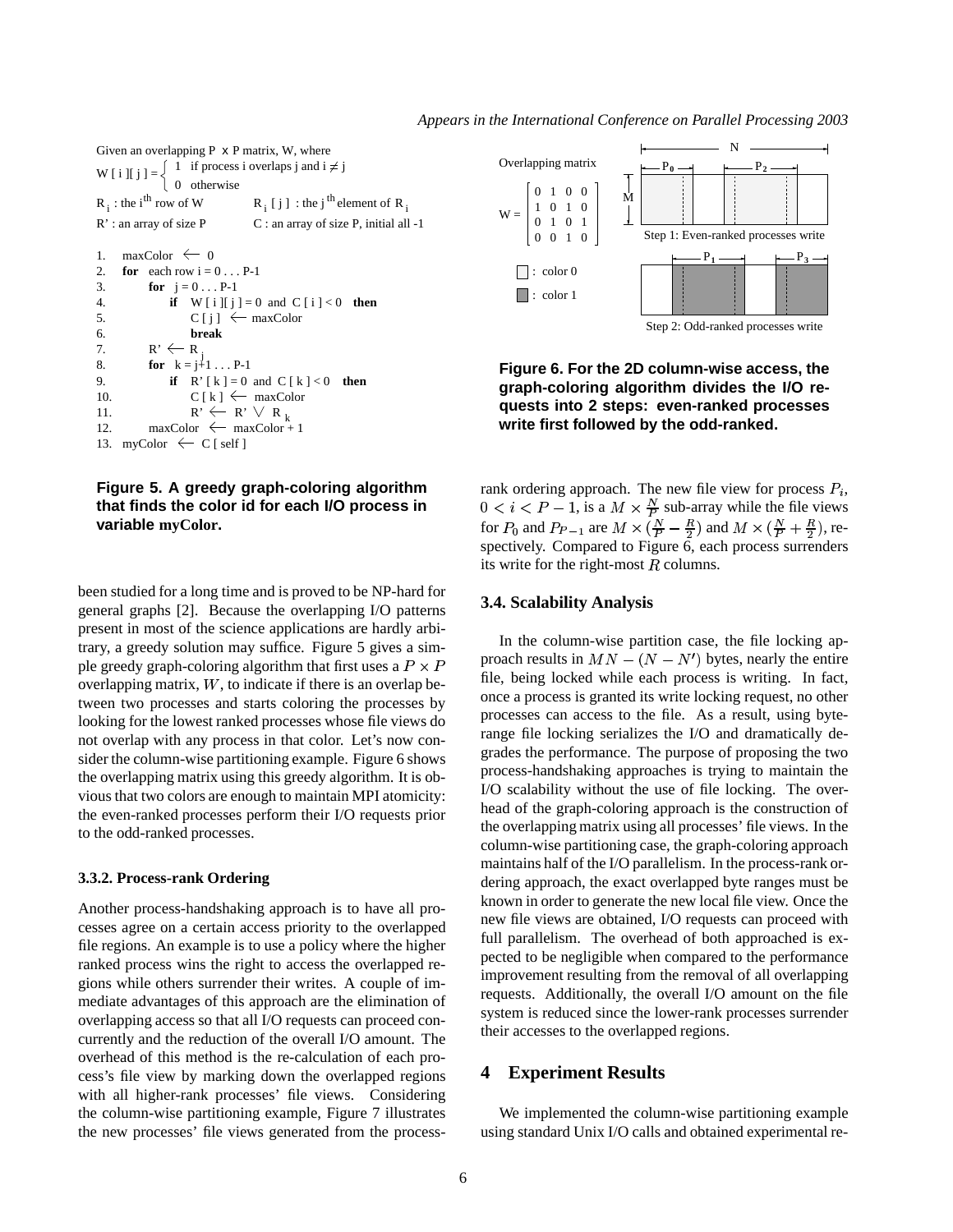Given an overlapping P x P matrix, W, where

$$W[i][j] = \begin{cases} 1 & \text{if process i overlaps j and } i \neq j \\ 0 & \text{otherwise} \end{cases}$$

$R_i$ : the $i^{th}$ row of W  $R_i[j]$ : the $j^{th}$ element of $R_i$

R' : an array of size P  C : an array of size P, initial all -1

```
1.  maxColor ⟸ 0
2.  for each row i = 0 . . . P-1
3.      for j = 0 . . . P-1
4.          if W [ i ][ j ] = 0 and C [ i ] < 0 then
5.              C [ j ] ⟸ maxColor
6.              break
7.      R' ⟸ R_j
8.      for k = j+1 . . . P-1
9.          if R' [ k ] = 0 and C [ k ] < 0 then
10.             C [ k ] ⟸ maxColor
11.             R' ⟸ R' ∨ R_k
12.     maxColor ⟸ maxColor + 1
13. myColor ⟸ C [ self ]
```

**Figure 5. A greedy graph-coloring algorithm that finds the color id for each I/O process in variable myColor.**

been studied for a long time and is proved to be NP-hard for general graphs [2]. Because the overlapping I/O patterns present in most of the science applications are hardly arbitrary, a greedy solution may suffice. Figure 5 gives a simple greedy graph-coloring algorithm that first uses a $P \times P$ overlapping matrix, $W$, to indicate if there is an overlap between two processes and starts coloring the processes by looking for the lowest ranked processes whose file views do not overlap with any process in that color. Let's now consider the column-wise partitioning example. Figure 6 shows the overlapping matrix using this greedy algorithm. It is obvious that two colors are enough to maintain MPI atomicity: the even-ranked processes perform their I/O requests prior to the odd-ranked processes.

#### 3.3.2. Process-rank Ordering

Another process-handshaking approach is to have all processes agree on a certain access priority to the overlapped file regions. An example is to use a policy where the higher ranked process wins the right to access the overlapped regions while others surrender their writes. A couple of immediate advantages of this approach are the elimination of overlapping access so that all I/O requests can proceed concurrently and the reduction of the overall I/O amount. The overhead of this method is the re-calculation of each process's file view by marking down the overlapped regions with all higher-rank processes' file views. Considering the column-wise partitioning example, Figure 7 illustrates the new processes' file views generated from the process-

Overlapping matrix

$$W = \begin{bmatrix} 0 & 1 & 0 & 0 \\ 1 & 0 & 1 & 0 \\ 0 & 1 & 0 & 1 \\ 0 & 0 & 1 & 0 \end{bmatrix}$$

: color 0
: color 1

Step 1: Even-ranked processes write

Step 2: Odd-ranked processes write

**Figure 6. For the 2D column-wise access, the graph-coloring algorithm divides the I/O requests into 2 steps: even-ranked processes write first followed by the odd-ranked.**

rank ordering approach. The new file view for process $P_i$, $0 < i < P-1$, is a $M \times \frac{N}{P}$ sub-array while the file views for $P_0$ and $P_{P-1}$ are $M \times (\frac{N}{P} - \frac{R}{2})$ and $M \times (\frac{N}{P} + \frac{R}{2})$, respectively. Compared to Figure 6, each process surrenders its write for the right-most $R$ columns.

### 3.4. Scalability Analysis

In the column-wise partition case, the file locking approach results in $MN - (N - N')$ bytes, nearly the entire file, being locked while each process is writing. In fact, once a process is granted its write locking request, no other processes can access to the file. As a result, using byte-range file locking serializes the I/O and dramatically degrades the performance. The purpose of proposing the two process-handshaking approaches is trying to maintain the I/O scalability without the use of file locking. The overhead of the graph-coloring approach is the construction of the overlapping matrix using all processes' file views. In the column-wise partitioning case, the graph-coloring approach maintains half of the I/O parallelism. In the process-rank ordering approach, the exact overlapped byte ranges must be known in order to generate the new local file view. Once the new file views are obtained, I/O requests can proceed with full parallelism. The overhead of both approached is expected to be negligible when compared to the performance improvement resulting from the removal of all overlapping requests. Additionally, the overall I/O amount on the file system is reduced since the lower-rank processes surrender their accesses to the overlapped regions.

## 4 Experiment Results

We implemented the column-wise partitioning example using standard Unix I/O calls and obtained experimental re-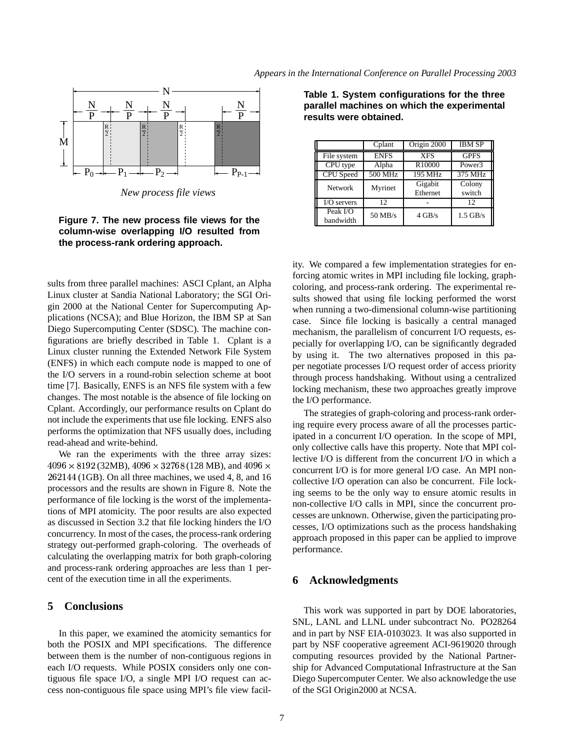New process file views

**Figure 7. The new process file views for the column-wise overlapping I/O resulted from the process-rank ordering approach.**

sults from three parallel machines: ASCI Cplant, an Alpha Linux cluster at Sandia National Laboratory; the SGI Origin 2000 at the National Center for Supercomputing Applications (NCSA); and Blue Horizon, the IBM SP at San Diego Supercomputing Center (SDSC). The machine configurations are briefly described in Table 1. Cplant is a Linux cluster running the Extended Network File System (ENFS) in which each compute node is mapped to one of the I/O servers in a round-robin selection scheme at boot time [7]. Basically, ENFS is an NFS file system with a few changes. The most notable is the absence of file locking on Cplant. Accordingly, our performance results on Cplant do not include the experiments that use file locking. ENFS also performs the optimization that NFS usually does, including read-ahead and write-behind.

We ran the experiments with the three array sizes: $4096 \times 8192$ (32MB), $4096 \times 32768$ (128 MB), and $4096 \times 262144$ (1GB). On all three machines, we used 4, 8, and 16 processors and the results are shown in Figure 8. Note the performance of file locking is the worst of the implementations of MPI atomicity. The poor results are also expected as discussed in Section 3.2 that file locking hinders the I/O concurrency. In most of the cases, the process-rank ordering strategy out-performed graph-coloring. The overheads of calculating the overlapping matrix for both graph-coloring and process-rank ordering approaches are less than 1 percent of the execution time in all the experiments.

## 5 Conclusions

In this paper, we examined the atomicity semantics for both the POSIX and MPI specifications. The difference between them is the number of non-contiguous regions in each I/O requests. While POSIX considers only one contiguous file space I/O, a single MPI I/O request can access non-contiguous file space using MPI's file view facility. We compared a few implementation strategies for enforcing atomic writes in MPI including file locking, graph-coloring, and process-rank ordering. The experimental results showed that using file locking performed the worst when running a two-dimensional column-wise partitioning case. Since file locking is basically a central managed mechanism, the parallelism of concurrent I/O requests, especially for overlapping I/O, can be significantly degraded by using it. The two alternatives proposed in this paper negotiate processes I/O request order of access priority through process handshaking. Without using a centralized locking mechanism, these two approaches greatly improve the I/O performance.

The strategies of graph-coloring and process-rank ordering require every process aware of all the processes participated in a concurrent I/O operation. In the scope of MPI, only collective calls have this property. Note that MPI collective I/O is different from the concurrent I/O in which a concurrent I/O is for more general I/O case. An MPI non-collective I/O operation can also be concurrent. File locking seems to be the only way to ensure atomic results in non-collective I/O calls in MPI, since the concurrent processes are unknown. Otherwise, given the participating processes, I/O optimizations such as the process handshaking approach proposed in this paper can be applied to improve performance.

**Table 1. System configurations for the three parallel machines on which the experimental results were obtained.**

| | Cplant | Origin 2000 | IBM SP |
|---|---|---|---|
| File system | ENFS | XFS | GPFS |
| CPU type | Alpha | R10000 | Power3 |
| CPU Speed | 500 MHz | 195 MHz | 375 MHz |
| Network | Myrinet | Gigabit Ethernet | Colony switch |
| I/O servers | 12 | - | 12 |
| Peak I/O bandwidth | 50 MB/s | 4 GB/s | 1.5 GB/s |

## 6 Acknowledgments

This work was supported in part by DOE laboratories, SNL, LANL and LLNL under subcontract No. PO28264 and in part by NSF EIA-0103023. It was also supported in part by NSF cooperative agreement ACI-9619020 through computing resources provided by the National Partnership for Advanced Computational Infrastructure at the San Diego Supercomputer Center. We also acknowledge the use of the SGI Origin2000 at NCSA.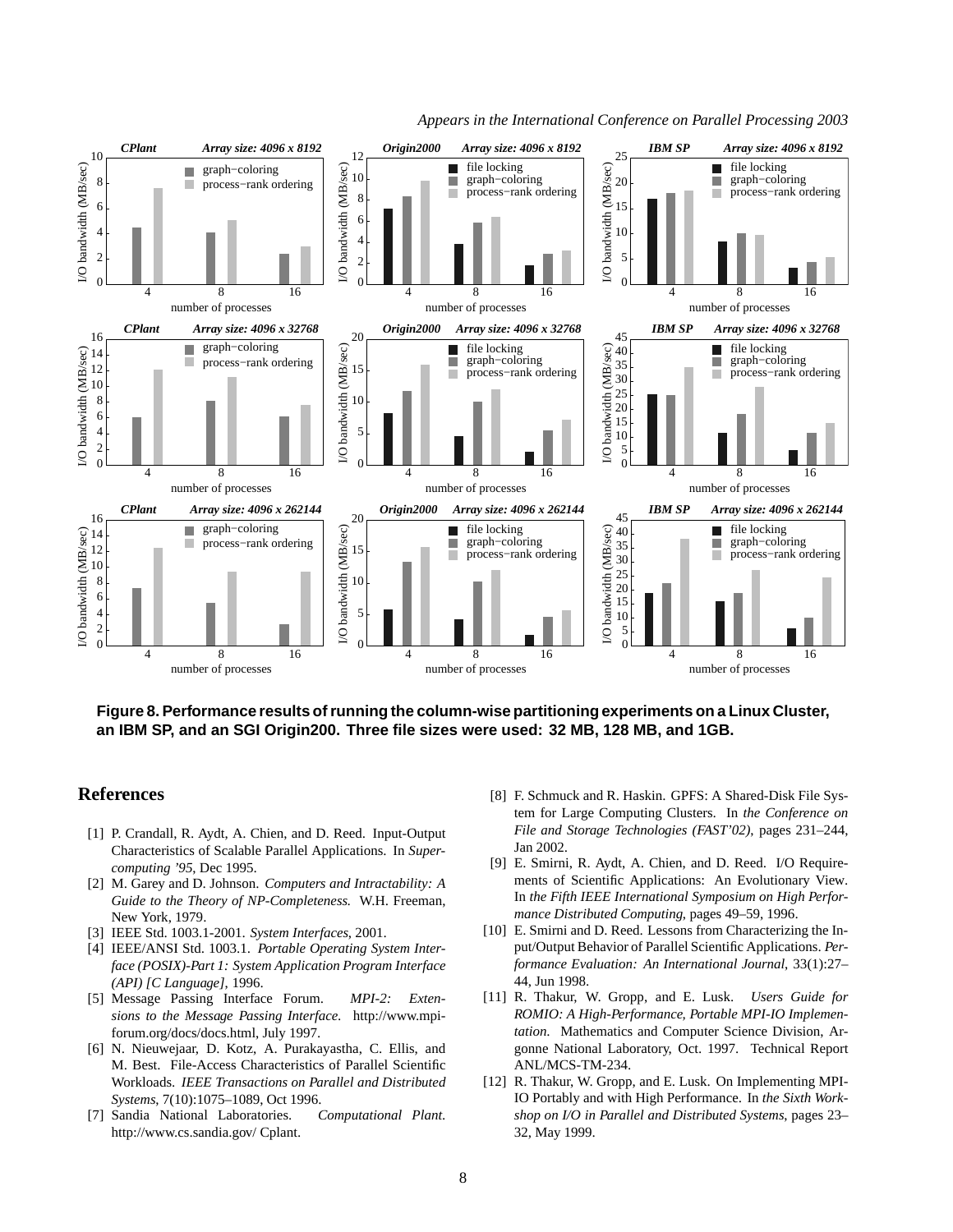CPlant Array size: 4096 x 8192

I/O bandwidth (MB/sec)

0 2 4 6 8 10

graph−coloring
process−rank ordering

4 8 16

number of processes

Origin2000 Array size: 4096 x 8192

I/O bandwidth (MB/sec)

0 2 4 6 8 10 12

file locking
graph−coloring
process−rank ordering

4 8 16

number of processes

IBM SP Array size: 4096 x 8192

I/O bandwidth (MB/sec)

0 5 10 15 20 25

file locking
graph−coloring
process−rank ordering

4 8 16

number of processes

CPlant Array size: 4096 x 32768

I/O bandwidth (MB/sec)

0 2 4 6 8 10 12 14 16

graph−coloring
process−rank ordering

4 8 16

number of processes

Origin2000 Array size: 4096 x 32768

I/O bandwidth (MB/sec)

0 5 10 15 20

file locking
graph−coloring
process−rank ordering

4 8 16

number of processes

IBM SP Array size: 4096 x 32768

I/O bandwidth (MB/sec)

0 5 10 15 20 25 30 35 40 45

file locking
graph−coloring
process−rank ordering

4 8 16

number of processes

CPlant Array size: 4096 x 262144

I/O bandwidth (MB/sec)

0 2 4 6 8 10 12 14 16

graph−coloring
process−rank ordering

4 8 16

number of processes

Origin2000 Array size: 4096 x 262144

I/O bandwidth (MB/sec)

0 5 10 15 20

file locking
graph−coloring
process−rank ordering

4 8 16

number of processes

IBM SP Array size: 4096 x 262144

I/O bandwidth (MB/sec)

0 5 10 15 20 25 30 35 40 45

file locking
graph−coloring
process−rank ordering

4 8 16

number of processes

**Figure 8. Performance results of running the column-wise partitioning experiments on a Linux Cluster, an IBM SP, and an SGI Origin200. Three file sizes were used: 32 MB, 128 MB, and 1GB.**

## References

[1] P. Crandall, R. Aydt, A. Chien, and D. Reed. Input-Output Characteristics of Scalable Parallel Applications. In *Supercomputing '95*, Dec 1995.

[2] M. Garey and D. Johnson. *Computers and Intractability: A Guide to the Theory of NP-Completeness.* W.H. Freeman, New York, 1979.

[3] IEEE Std. 1003.1-2001. *System Interfaces*, 2001.

[4] IEEE/ANSI Std. 1003.1. *Portable Operating System Interface (POSIX)-Part 1: System Application Program Interface (API) [C Language]*, 1996.

[5] Message Passing Interface Forum. *MPI-2: Extensions to the Message Passing Interface.* http://www.mpi-forum.org/docs/docs.html, July 1997.

[6] N. Nieuwejaar, D. Kotz, A. Purakayastha, C. Ellis, and M. Best. File-Access Characteristics of Parallel Scientific Workloads. *IEEE Transactions on Parallel and Distributed Systems*, 7(10):1075–1089, Oct 1996.

[7] Sandia National Laboratories. *Computational Plant.* http://www.cs.sandia.gov/ Cplant.

[8] F. Schmuck and R. Haskin. GPFS: A Shared-Disk File System for Large Computing Clusters. In *the Conference on File and Storage Technologies (FAST'02)*, pages 231–244, Jan 2002.

[9] E. Smirni, R. Aydt, A. Chien, and D. Reed. I/O Requirements of Scientific Applications: An Evolutionary View. In *the Fifth IEEE International Symposium on High Performance Distributed Computing*, pages 49–59, 1996.

[10] E. Smirni and D. Reed. Lessons from Characterizing the Input/Output Behavior of Parallel Scientific Applications. *Performance Evaluation: An International Journal*, 33(1):27–44, Jun 1998.

[11] R. Thakur, W. Gropp, and E. Lusk. *Users Guide for ROMIO: A High-Performance, Portable MPI-IO Implementation.* Mathematics and Computer Science Division, Argonne National Laboratory, Oct. 1997. Technical Report ANL/MCS-TM-234.

[12] R. Thakur, W. Gropp, and E. Lusk. On Implementing MPI-IO Portably and with High Performance. In *the Sixth Workshop on I/O in Parallel and Distributed Systems*, pages 23–32, May 1999.